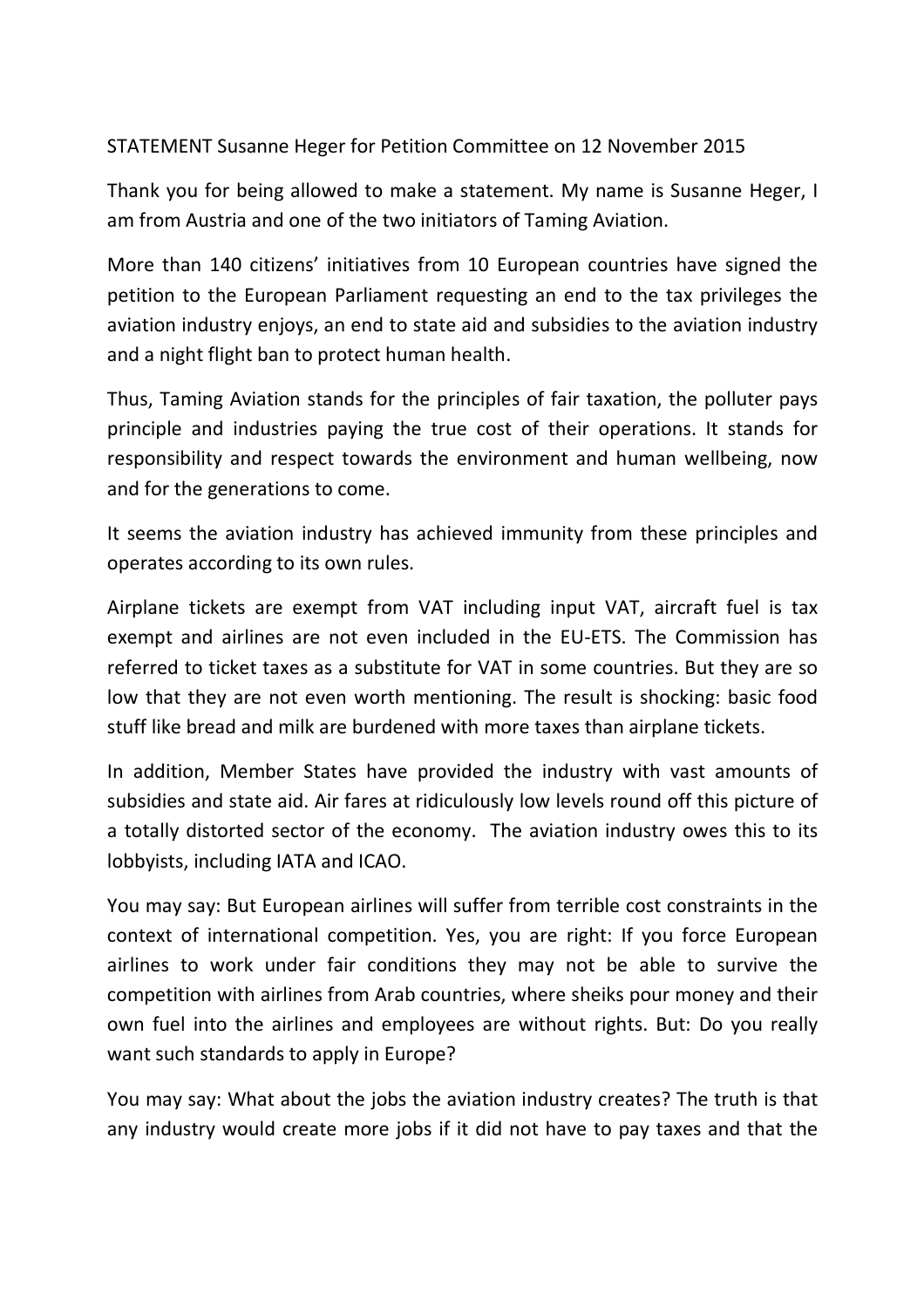STATEMENT Susanne Heger for Petition Committee on 12 November 2015

Thank you for being allowed to make a statement. My name is Susanne Heger, I am from Austria and one of the two initiators of Taming Aviation.

More than 140 citizens' initiatives from 10 European countries have signed the petition to the European Parliament requesting an end to the tax privileges the aviation industry enjoys, an end to state aid and subsidies to the aviation industry and a night flight ban to protect human health.

Thus, Taming Aviation stands for the principles of fair taxation, the polluter pays principle and industries paying the true cost of their operations. It stands for responsibility and respect towards the environment and human wellbeing, now and for the generations to come.

It seems the aviation industry has achieved immunity from these principles and operates according to its own rules.

Airplane tickets are exempt from VAT including input VAT, aircraft fuel is tax exempt and airlines are not even included in the EU-ETS. The Commission has referred to ticket taxes as a substitute for VAT in some countries. But they are so low that they are not even worth mentioning. The result is shocking: basic food stuff like bread and milk are burdened with more taxes than airplane tickets.

In addition, Member States have provided the industry with vast amounts of subsidies and state aid. Air fares at ridiculously low levels round off this picture of a totally distorted sector of the economy. The aviation industry owes this to its lobbyists, including IATA and ICAO.

You may say: But European airlines will suffer from terrible cost constraints in the context of international competition. Yes, you are right: If you force European airlines to work under fair conditions they may not be able to survive the competition with airlines from Arab countries, where sheiks pour money and their own fuel into the airlines and employees are without rights. But: Do you really want such standards to apply in Europe?

You may say: What about the jobs the aviation industry creates? The truth is that any industry would create more jobs if it did not have to pay taxes and that the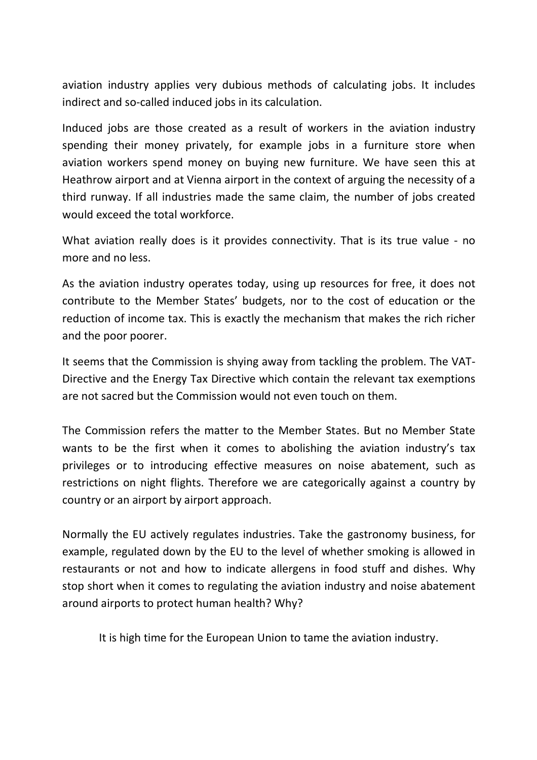aviation industry applies very dubious methods of calculating jobs. It includes indirect and so-called induced jobs in its calculation.

Induced jobs are those created as a result of workers in the aviation industry spending their money privately, for example jobs in a furniture store when aviation workers spend money on buying new furniture. We have seen this at Heathrow airport and at Vienna airport in the context of arguing the necessity of a third runway. If all industries made the same claim, the number of jobs created would exceed the total workforce.

What aviation really does is it provides connectivity. That is its true value - no more and no less.

As the aviation industry operates today, using up resources for free, it does not contribute to the Member States' budgets, nor to the cost of education or the reduction of income tax. This is exactly the mechanism that makes the rich richer and the poor poorer.

It seems that the Commission is shying away from tackling the problem. The VAT-Directive and the Energy Tax Directive which contain the relevant tax exemptions are not sacred but the Commission would not even touch on them.

The Commission refers the matter to the Member States. But no Member State wants to be the first when it comes to abolishing the aviation industry's tax privileges or to introducing effective measures on noise abatement, such as restrictions on night flights. Therefore we are categorically against a country by country or an airport by airport approach.

Normally the EU actively regulates industries. Take the gastronomy business, for example, regulated down by the EU to the level of whether smoking is allowed in restaurants or not and how to indicate allergens in food stuff and dishes. Why stop short when it comes to regulating the aviation industry and noise abatement around airports to protect human health? Why?

It is high time for the European Union to tame the aviation industry.